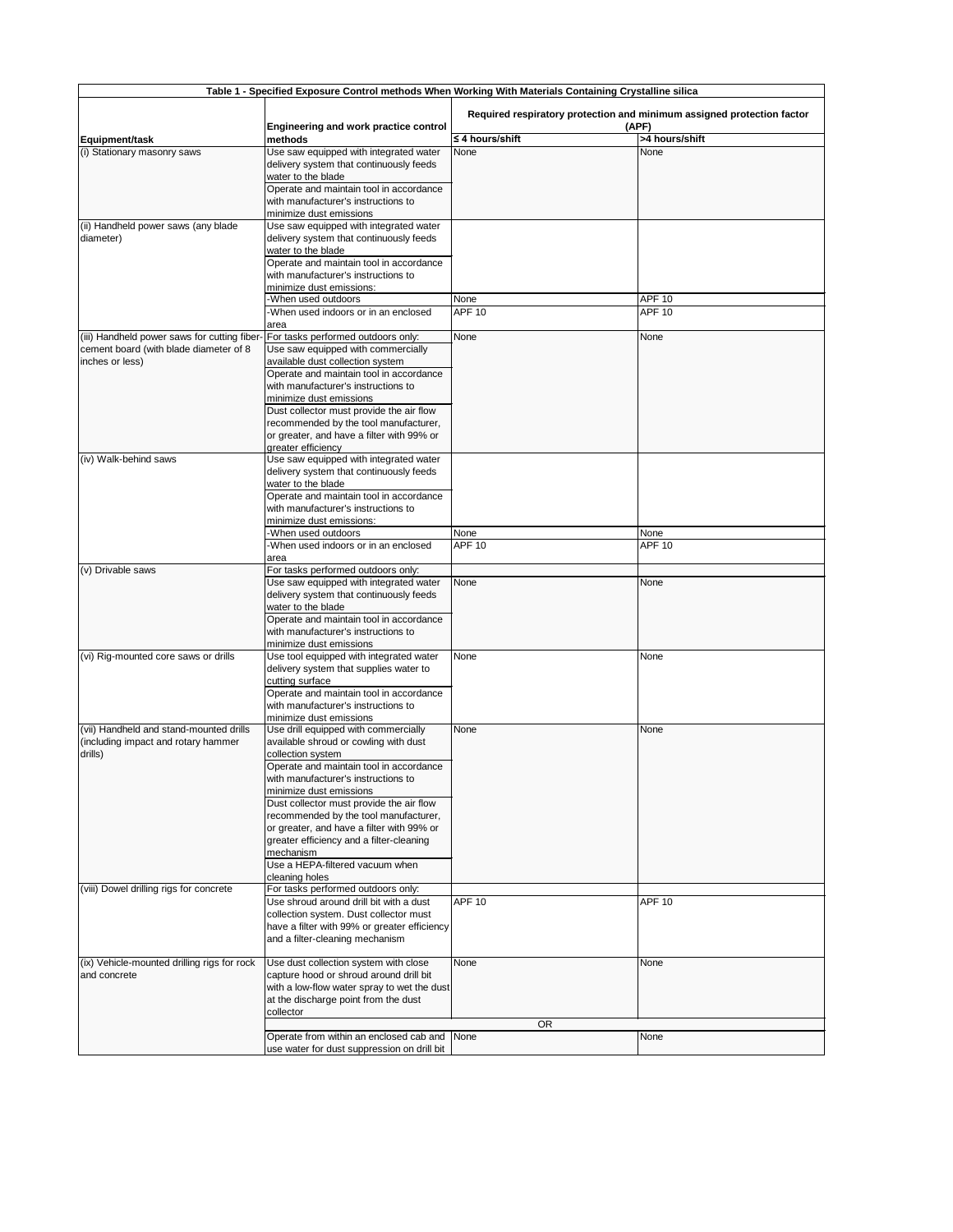**Table 1 - Specified Exposure Control methods When Working With Materials Containing Crystalline silica**

| Equipment/task | Engineering and work practice control methods | Required respiratory protection and minimum assigned protection factor (APF) | |
|---|---|---|---|
| | | ≤ 4 hours/shift | >4 hours/shift |
| (i) Stationary masonry saws | Use saw equipped with integrated water delivery system that continuously feeds water to the blade | None | None |
| | Operate and maintain tool in accordance with manufacturer's instructions to minimize dust emissions | | |
| (ii) Handheld power saws (any blade diameter) | Use saw equipped with integrated water delivery system that continuously feeds water to the blade | | |
| | Operate and maintain tool in accordance with manufacturer's instructions to minimize dust emissions: | | |
| | -When used outdoors | None | APF 10 |
| | -When used indoors or in an enclosed area | APF 10 | APF 10 |
| (iii) Handheld power saws for cutting fiber-cement board (with blade diameter of 8 inches or less) | For tasks performed outdoors only: | None | None |
| | Use saw equipped with commercially available dust collection system | | |
| | Operate and maintain tool in accordance with manufacturer's instructions to minimize dust emissions | | |
| | Dust collector must provide the air flow recommended by the tool manufacturer, or greater, and have a filter with 99% or greater efficiency | | |
| (iv) Walk-behind saws | Use saw equipped with integrated water delivery system that continuously feeds water to the blade | | |
| | Operate and maintain tool in accordance with manufacturer's instructions to minimize dust emissions: | | |
| | -When used outdoors | None | None |
| | -When used indoors or in an enclosed area | APF 10 | APF 10 |
| (v) Drivable saws | For tasks performed outdoors only: | | |
| | Use saw equipped with integrated water delivery system that continuously feeds water to the blade | None | None |
| | Operate and maintain tool in accordance with manufacturer's instructions to minimize dust emissions | | |
| (vi) Rig-mounted core saws or drills | Use tool equipped with integrated water delivery system that supplies water to cutting surface | None | None |
| | Operate and maintain tool in accordance with manufacturer's instructions to minimize dust emissions | | |
| (vii) Handheld and stand-mounted drills (including impact and rotary hammer drills) | Use drill equipped with commercially available shroud or cowling with dust collection system | None | None |
| | Operate and maintain tool in accordance with manufacturer's instructions to minimize dust emissions | | |
| | Dust collector must provide the air flow recommended by the tool manufacturer, or greater, and have a filter with 99% or greater efficiency and a filter-cleaning mechanism | | |
| | Use a HEPA-filtered vacuum when cleaning holes | | |
| (viii) Dowel drilling rigs for concrete | For tasks performed outdoors only: | | |
| | Use shroud around drill bit with a dust collection system. Dust collector must have a filter with 99% or greater efficiency and a filter-cleaning mechanism | APF 10 | APF 10 |
| (ix) Vehicle-mounted drilling rigs for rock and concrete | Use dust collection system with close capture hood or shroud around drill bit with a low-flow water spray to wet the dust at the discharge point from the dust collector | None | None |
| | OR | | |
| | Operate from within an enclosed cab and use water for dust suppression on drill bit | None | None |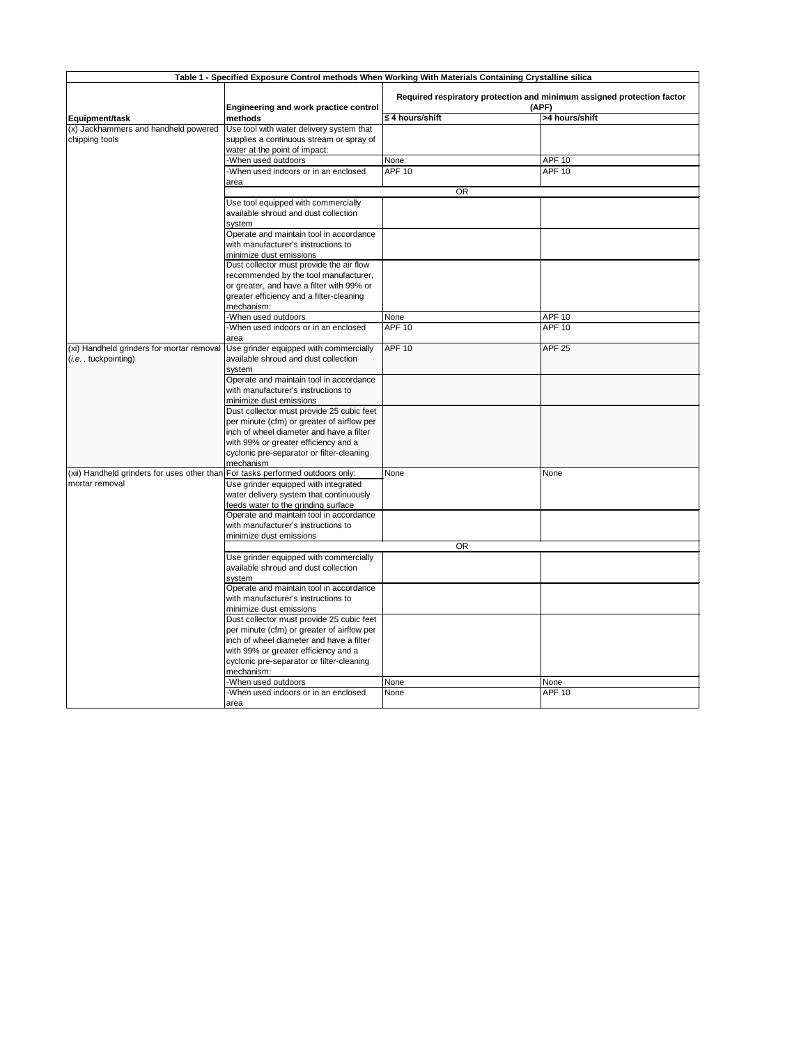| Table 1 - Specified Exposure Control methods When Working With Materials Containing Crystalline silica | | | |
|---|---|---|---|
| Equipment/task | Engineering and work practice control methods | Required respiratory protection and minimum assigned protection factor (APF) | |
| | | ≤ 4 hours/shift | >4 hours/shift |
| (x) Jackhammers and handheld powered chipping tools | Use tool with water delivery system that supplies a continuous stream or spray of water at the point of impact: | | |
| | -When used outdoors | None | APF 10 |
| | -When used indoors or in an enclosed area | APF 10 | APF 10 |
| | OR | | |
| | Use tool equipped with commercially available shroud and dust collection system | | |
| | Operate and maintain tool in accordance with manufacturer's instructions to minimize dust emissions | | |
| | Dust collector must provide the air flow recommended by the tool manufacturer, or greater, and have a filter with 99% or greater efficiency and a filter-cleaning mechanism: | | |
| | -When used outdoors | None | APF 10 |
| | -When used indoors or in an enclosed area | APF 10 | APF 10 |
| (xi) Handheld grinders for mortar removal (*i.e.*, tuckpointing) | Use grinder equipped with commercially available shroud and dust collection system | APF 10 | APF 25 |
| | Operate and maintain tool in accordance with manufacturer's instructions to minimize dust emissions | | |
| | Dust collector must provide 25 cubic feet per minute (cfm) or greater of airflow per inch of wheel diameter and have a filter with 99% or greater efficiency and a cyclonic pre-separator or filter-cleaning mechanism | | |
| (xii) Handheld grinders for uses other than mortar removal | For tasks performed outdoors only: | None | None |
| | Use grinder equipped with integrated water delivery system that continuously feeds water to the grinding surface | | |
| | Operate and maintain tool in accordance with manufacturer's instructions to minimize dust emissions | | |
| | OR | | |
| | Use grinder equipped with commercially available shroud and dust collection system | | |
| | Operate and maintain tool in accordance with manufacturer's instructions to minimize dust emissions | | |
| | Dust collector must provide 25 cubic feet per minute (cfm) or greater of airflow per inch of wheel diameter and have a filter with 99% or greater efficiency and a cyclonic pre-separator or filter-cleaning mechanism: | | |
| | -When used outdoors | None | None |
| | -When used indoors or in an enclosed area | None | APF 10 |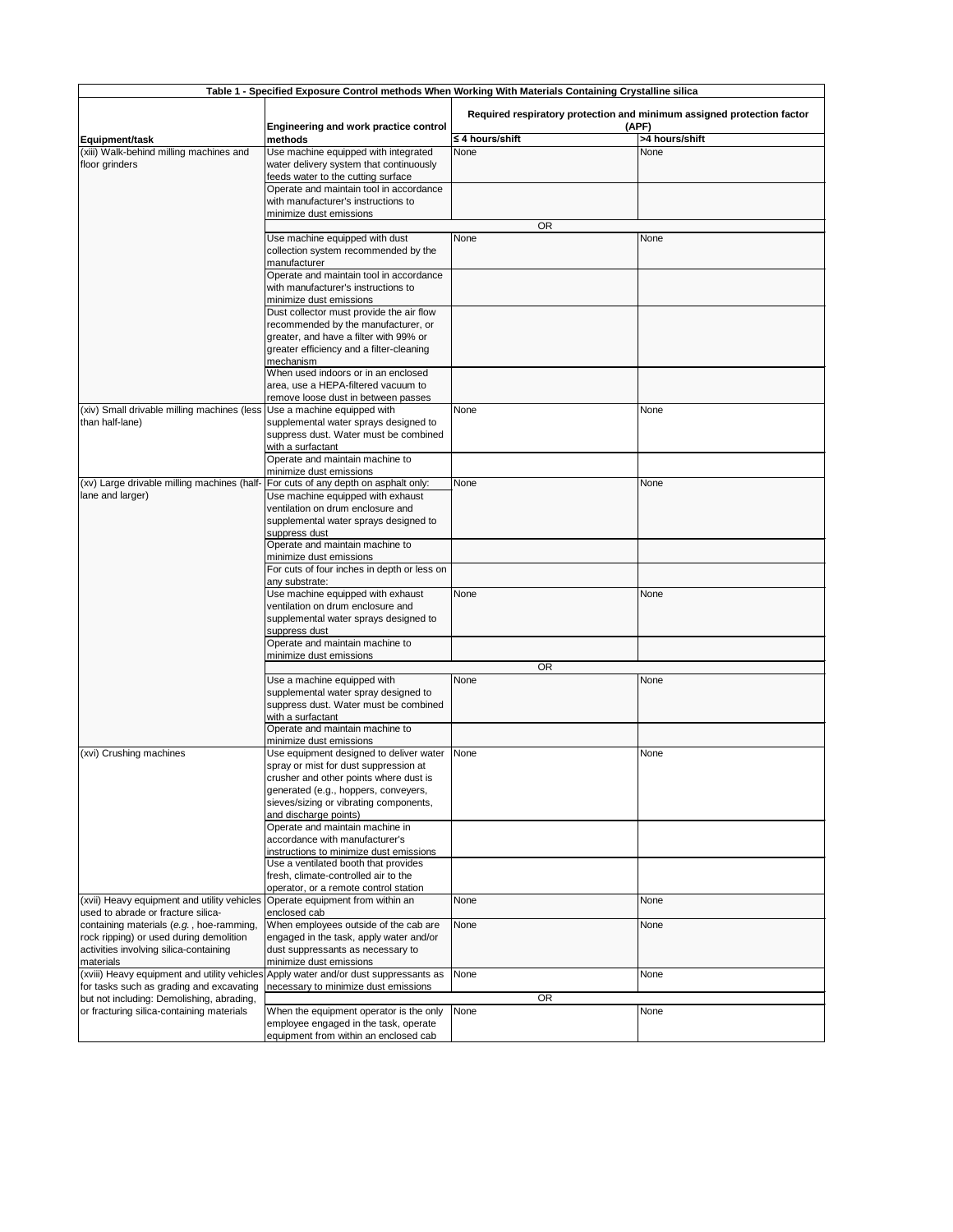| Table 1 - Specified Exposure Control methods When Working With Materials Containing Crystalline silica | | | |
|---|---|---|---|
| | | Required respiratory protection and minimum assigned protection factor (APF) | |
| Equipment/task | Engineering and work practice control methods | ≤ 4 hours/shift | >4 hours/shift |
| (xiii) Walk-behind milling machines and floor grinders | Use machine equipped with integrated water delivery system that continuously feeds water to the cutting surface | None | None |
| | Operate and maintain tool in accordance with manufacturer's instructions to minimize dust emissions | | |
| | OR | | |
| | Use machine equipped with dust collection system recommended by the manufacturer | None | None |
| | Operate and maintain tool in accordance with manufacturer's instructions to minimize dust emissions | | |
| | Dust collector must provide the air flow recommended by the manufacturer, or greater, and have a filter with 99% or greater efficiency and a filter-cleaning mechanism | | |
| | When used indoors or in an enclosed area, use a HEPA-filtered vacuum to remove loose dust in between passes | | |
| (xiv) Small drivable milling machines (less than half-lane) | Use a machine equipped with supplemental water sprays designed to suppress dust. Water must be combined with a surfactant | None | None |
| | Operate and maintain machine to minimize dust emissions | | |
| (xv) Large drivable milling machines (half-lane and larger) | For cuts of any depth on asphalt only: Use machine equipped with exhaust ventilation on drum enclosure and supplemental water sprays designed to suppress dust | None | None |
| | Operate and maintain machine to minimize dust emissions | | |
| | For cuts of four inches in depth or less on any substrate: | | |
| | Use machine equipped with exhaust ventilation on drum enclosure and supplemental water sprays designed to suppress dust | None | None |
| | Operate and maintain machine to minimize dust emissions | | |
| | OR | | |
| | Use a machine equipped with supplemental water spray designed to suppress dust. Water must be combined with a surfactant | None | None |
| | Operate and maintain machine to minimize dust emissions | | |
| (xvi) Crushing machines | Use equipment designed to deliver water spray or mist for dust suppression at crusher and other points where dust is generated (e.g., hoppers, conveyers, sieves/sizing or vibrating components, and discharge points) | None | None |
| | Operate and maintain machine in accordance with manufacturer's instructions to minimize dust emissions | | |
| | Use a ventilated booth that provides fresh, climate-controlled air to the operator, or a remote control station | | |
| (xvii) Heavy equipment and utility vehicles used to abrade or fracture silica-containing materials (*e.g.*, hoe-ramming, rock ripping) or used during demolition activities involving silica-containing materials | Operate equipment from within an enclosed cab | None | None |
| | When employees outside of the cab are engaged in the task, apply water and/or dust suppressants as necessary to minimize dust emissions | None | None |
| (xviii) Heavy equipment and utility vehicles for tasks such as grading and excavating but not including: Demolishing, abrading, or fracturing silica-containing materials | Apply water and/or dust suppressants as necessary to minimize dust emissions | None | None |
| | OR | | |
| | When the equipment operator is the only employee engaged in the task, operate equipment from within an enclosed cab | None | None |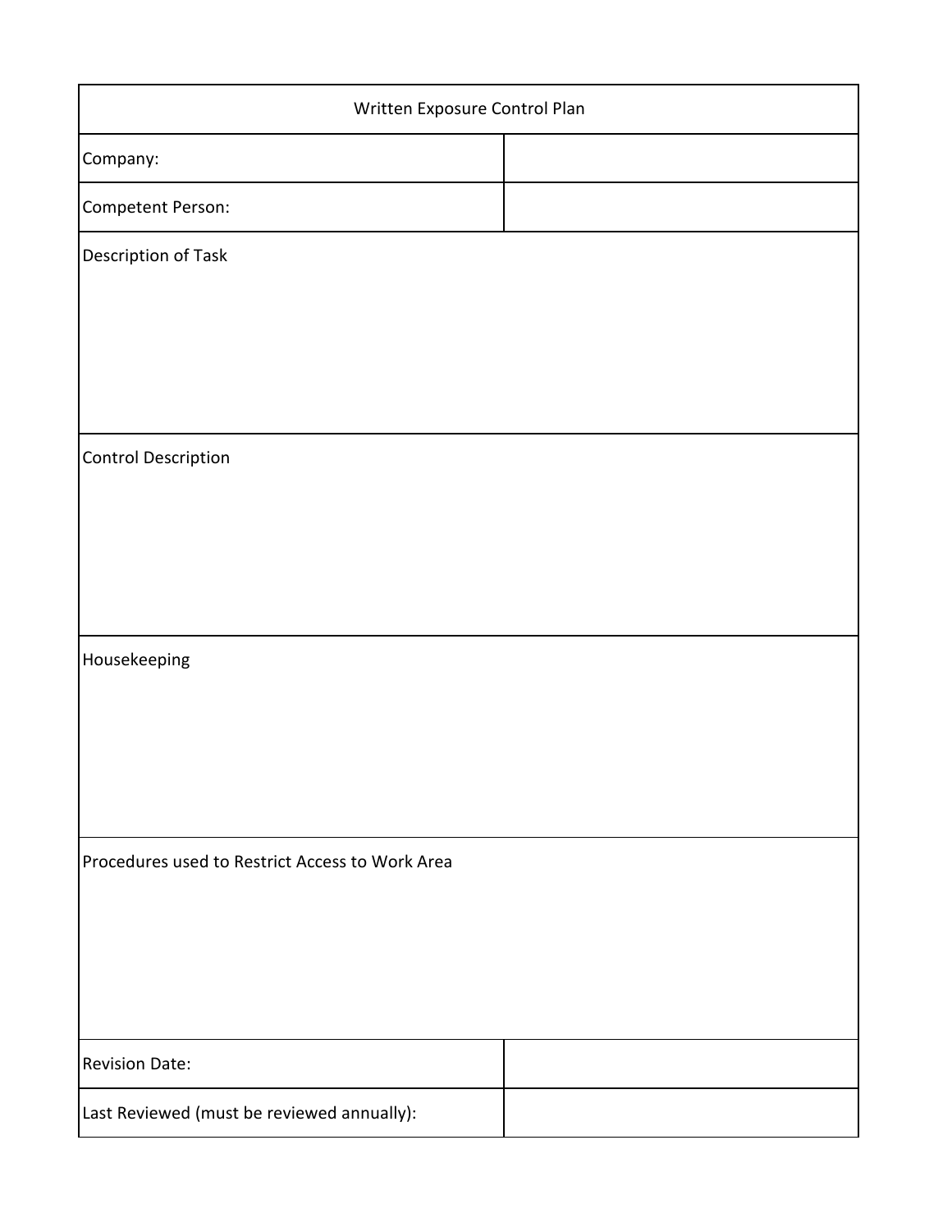| Written Exposure Control Plan | |
|---|---|
| Company: | |
| Competent Person: | |
| Description of Task | |
| Control Description | |
| Housekeeping | |
| Procedures used to Restrict Access to Work Area | |
| Revision Date: | |
| Last Reviewed (must be reviewed annually): | |